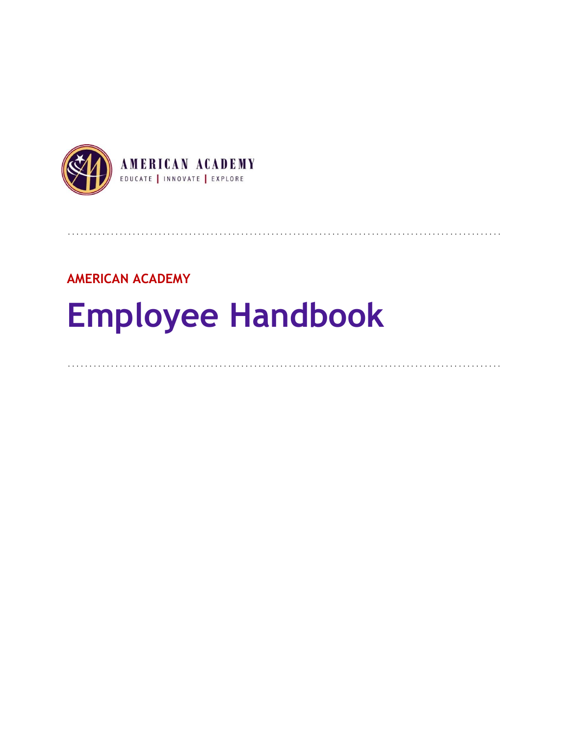AMERICAN ACADEMY

EDUCATE | INNOVATE | EXPLORE

**AMERICAN ACADEMY**

# Employee Handbook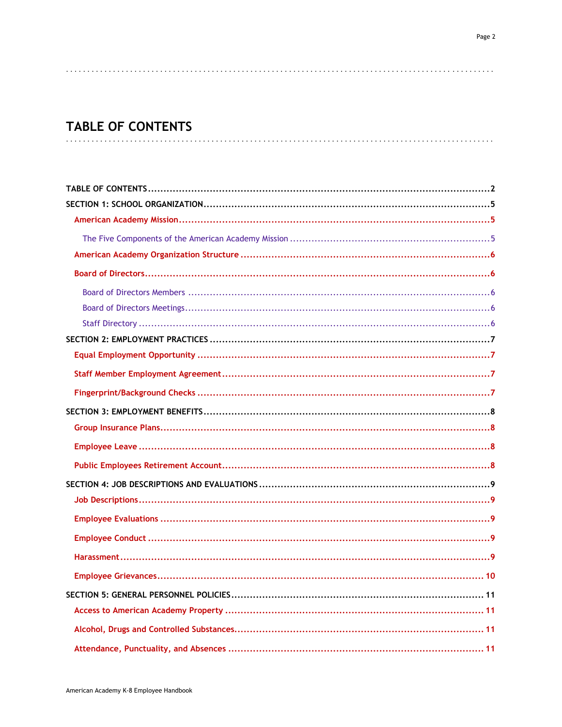# TABLE OF CONTENTS

- TABLE OF CONTENTS ..... 2
- SECTION 1: SCHOOL ORGANIZATION ..... 5
  - American Academy Mission ..... 5
    - The Five Components of the American Academy Mission ..... 5
  - American Academy Organization Structure ..... 6
  - Board of Directors ..... 6
    - Board of Directors Members ..... 6
    - Board of Directors Meetings ..... 6
    - Staff Directory ..... 6
- SECTION 2: EMPLOYMENT PRACTICES ..... 7
  - Equal Employment Opportunity ..... 7
  - Staff Member Employment Agreement ..... 7
  - Fingerprint/Background Checks ..... 7
- SECTION 3: EMPLOYMENT BENEFITS ..... 8
  - Group Insurance Plans ..... 8
  - Employee Leave ..... 8
  - Public Employees Retirement Account ..... 8
- SECTION 4: JOB DESCRIPTIONS AND EVALUATIONS ..... 9
  - Job Descriptions ..... 9
  - Employee Evaluations ..... 9
  - Employee Conduct ..... 9
  - Harassment ..... 9
  - Employee Grievances ..... 10
- SECTION 5: GENERAL PERSONNEL POLICIES ..... 11
  - Access to American Academy Property ..... 11
  - Alcohol, Drugs and Controlled Substances ..... 11
  - Attendance, Punctuality, and Absences ..... 11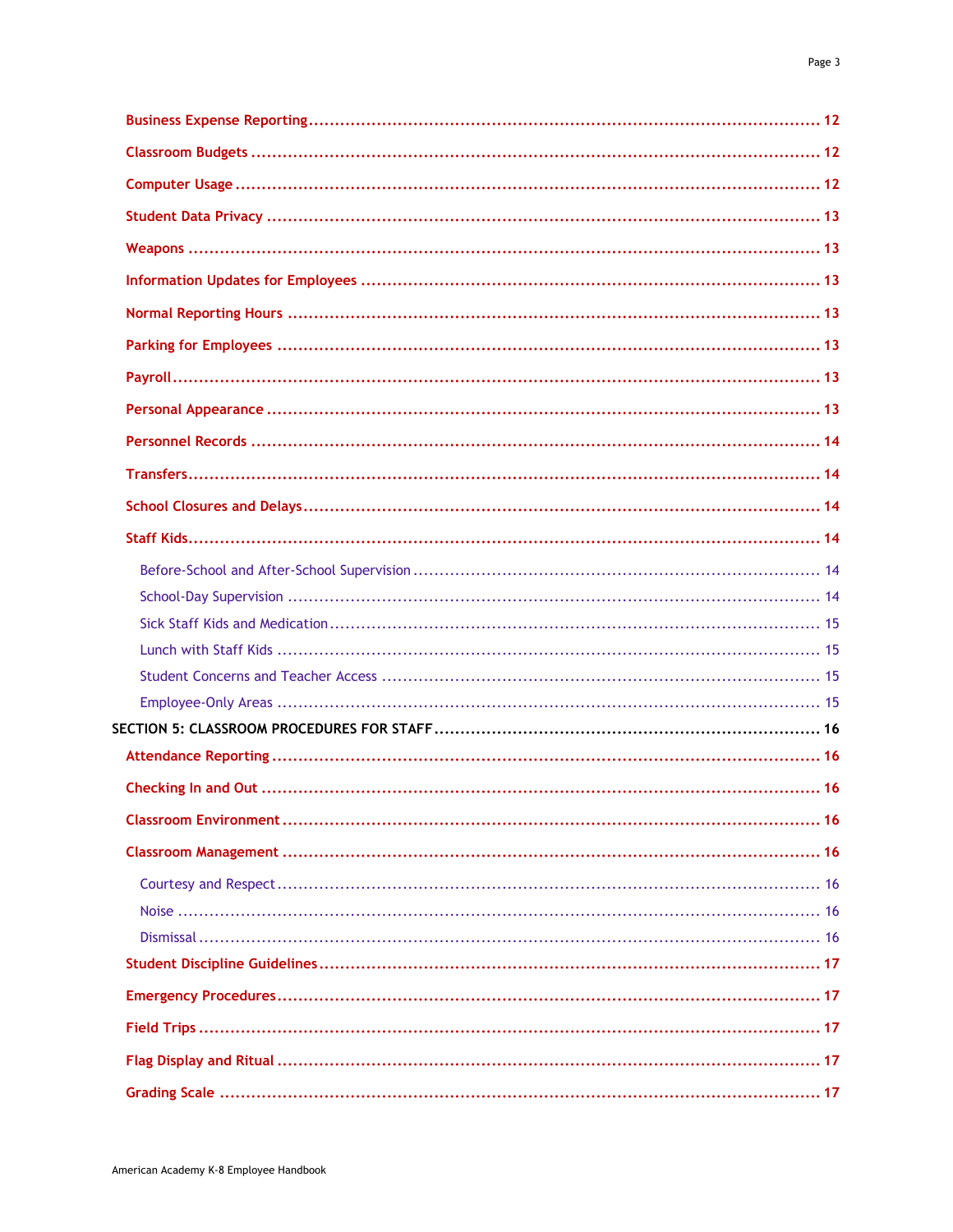**Business Expense Reporting** .... 12

**Classroom Budgets** .... 12

**Computer Usage** .... 12

**Student Data Privacy** .... 13

**Weapons** .... 13

**Information Updates for Employees** .... 13

**Normal Reporting Hours** .... 13

**Parking for Employees** .... 13

**Payroll** .... 13

**Personal Appearance** .... 13

**Personnel Records** .... 14

**Transfers** .... 14

**School Closures and Delays** .... 14

**Staff Kids** .... 14

- Before-School and After-School Supervision .... 14
- School-Day Supervision .... 14
- Sick Staff Kids and Medication .... 15
- Lunch with Staff Kids .... 15
- Student Concerns and Teacher Access .... 15
- Employee-Only Areas .... 15

**SECTION 5: CLASSROOM PROCEDURES FOR STAFF** .... 16

**Attendance Reporting** .... 16

**Checking In and Out** .... 16

**Classroom Environment** .... 16

**Classroom Management** .... 16

- Courtesy and Respect .... 16
- Noise .... 16
- Dismissal .... 16

**Student Discipline Guidelines** .... 17

**Emergency Procedures** .... 17

**Field Trips** .... 17

**Flag Display and Ritual** .... 17

**Grading Scale** .... 17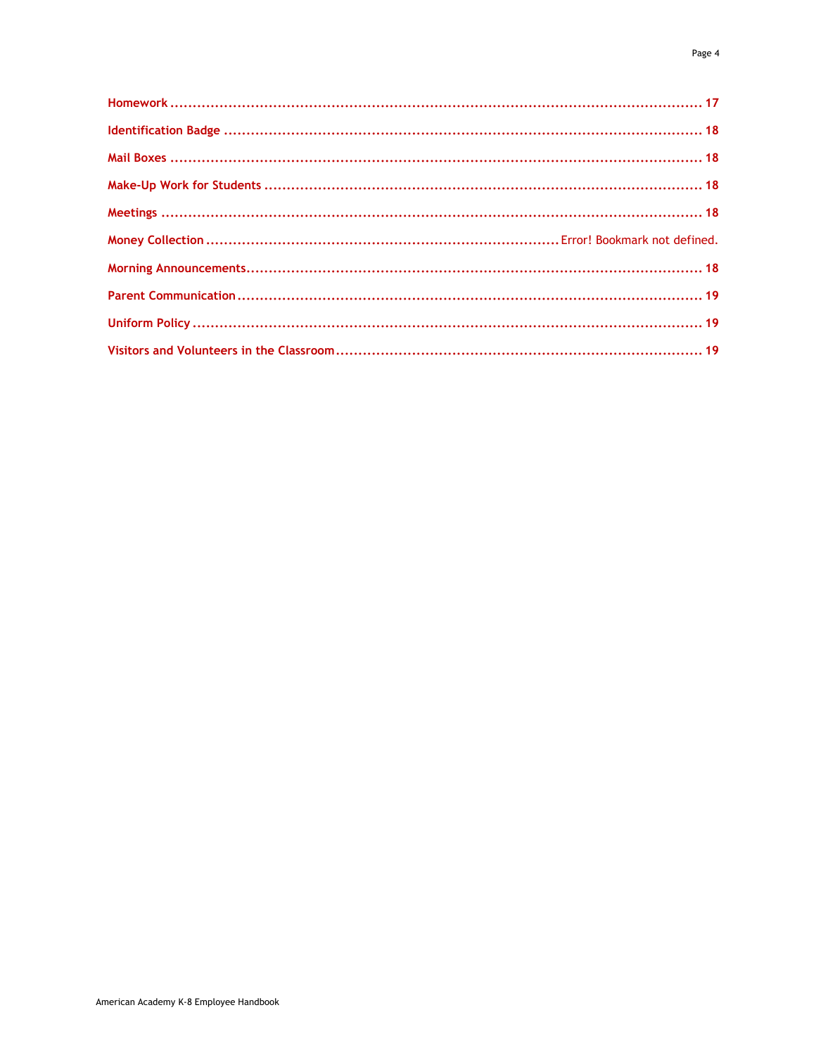**Homework** .......................................................................................................... 17

**Identification Badge** .......................................................................................... 18

**Mail Boxes** .......................................................................................................... 18

**Make-Up Work for Students** ................................................................................ 18

**Meetings** ............................................................................................................ 18

**Money Collection** ............................................................ Error! Bookmark not defined.

**Morning Announcements**...................................................................................... 18

**Parent Communication** ........................................................................................ 19

**Uniform Policy** .................................................................................................... 19

**Visitors and Volunteers in the Classroom** ............................................................ 19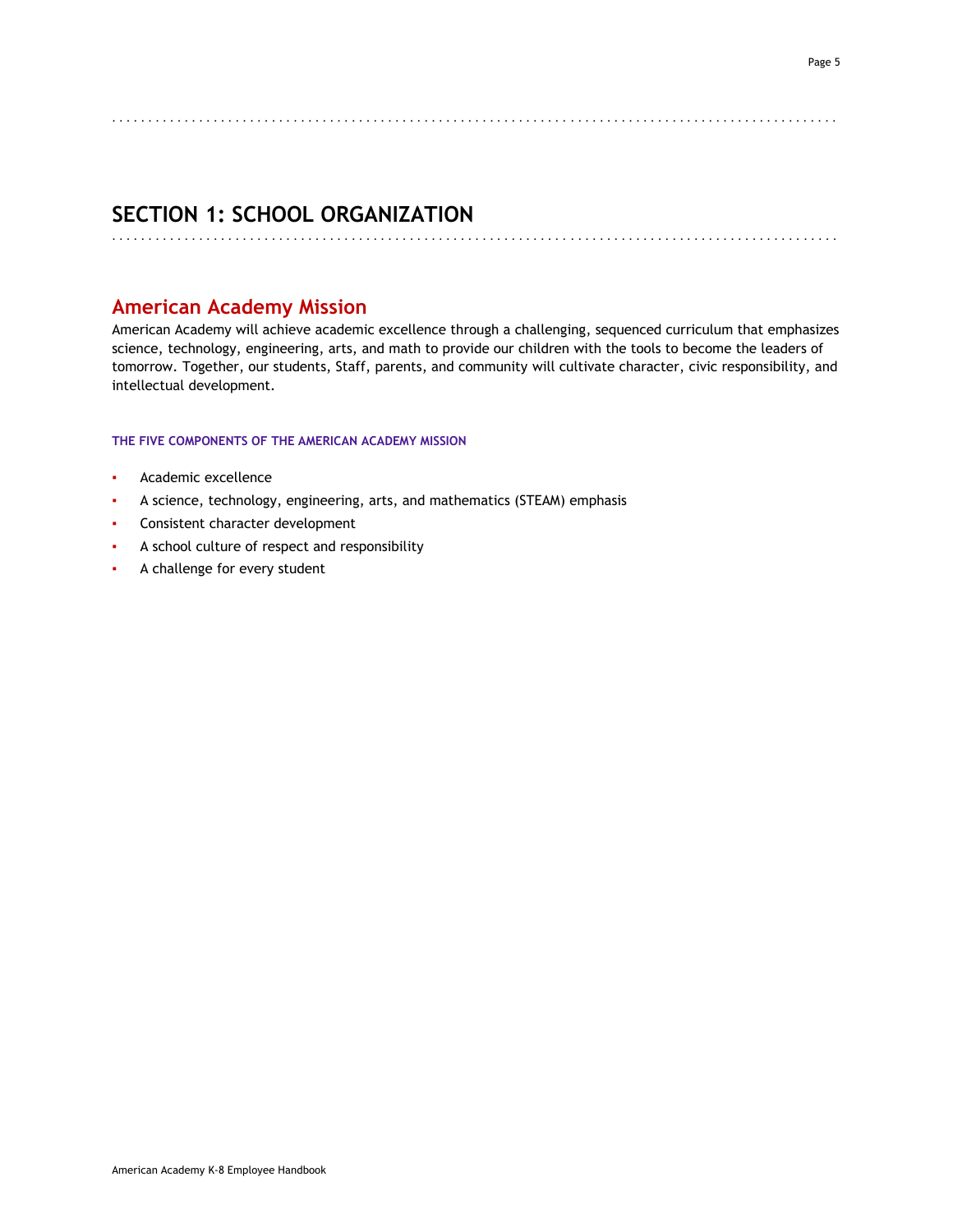# SECTION 1: SCHOOL ORGANIZATION

## American Academy Mission

American Academy will achieve academic excellence through a challenging, sequenced curriculum that emphasizes science, technology, engineering, arts, and math to provide our children with the tools to become the leaders of tomorrow. Together, our students, Staff, parents, and community will cultivate character, civic responsibility, and intellectual development.

#### THE FIVE COMPONENTS OF THE AMERICAN ACADEMY MISSION

- Academic excellence
- A science, technology, engineering, arts, and mathematics (STEAM) emphasis
- Consistent character development
- A school culture of respect and responsibility
- A challenge for every student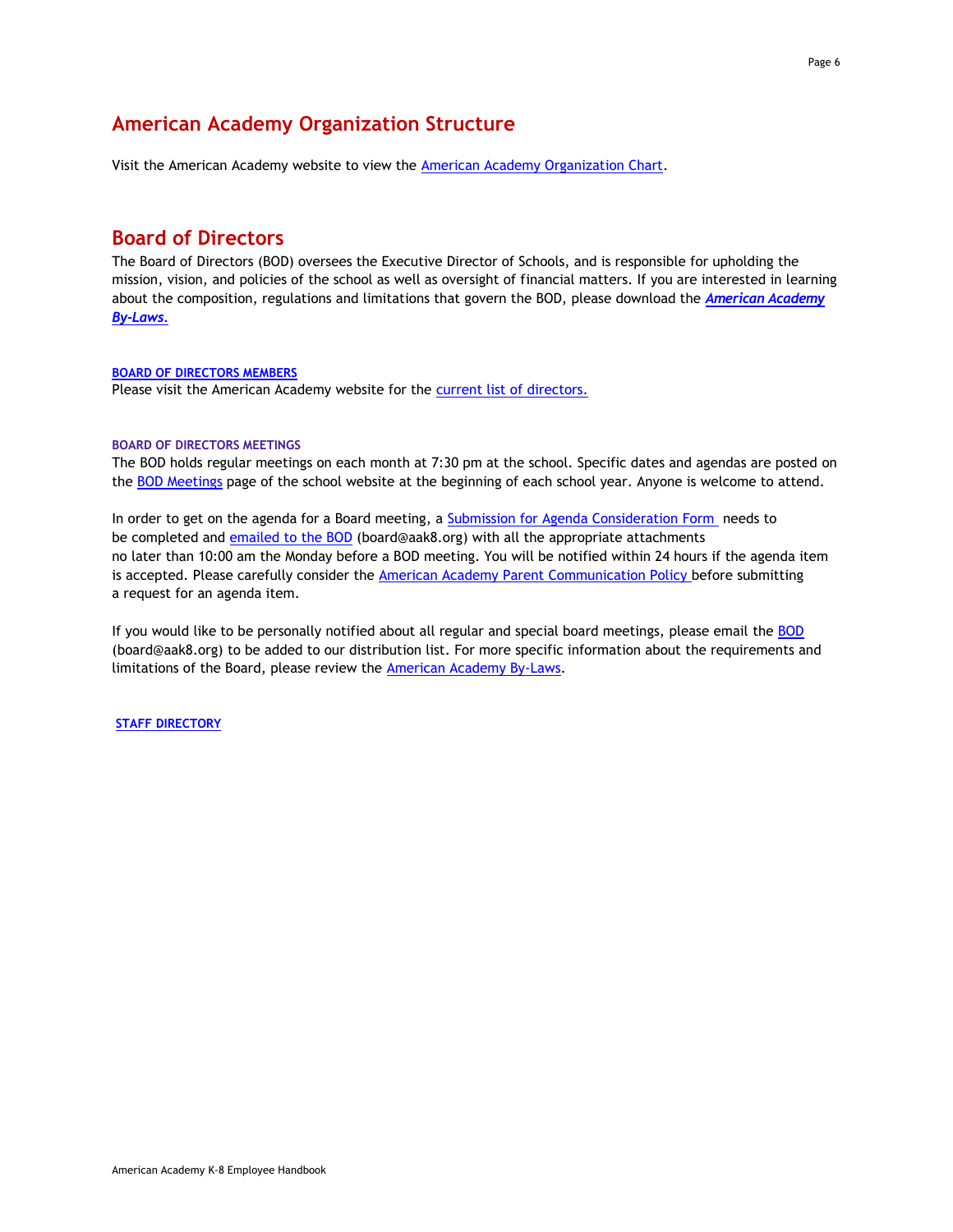# American Academy Organization Structure

Visit the American Academy website to view the American Academy Organization Chart.

# Board of Directors

The Board of Directors (BOD) oversees the Executive Director of Schools, and is responsible for upholding the mission, vision, and policies of the school as well as oversight of financial matters. If you are interested in learning about the composition, regulations and limitations that govern the BOD, please download the ***American Academy By-Laws.***

**BOARD OF DIRECTORS MEMBERS**

Please visit the American Academy website for the current list of directors.

**BOARD OF DIRECTORS MEETINGS**

The BOD holds regular meetings on each month at 7:30 pm at the school. Specific dates and agendas are posted on the BOD Meetings page of the school website at the beginning of each school year. Anyone is welcome to attend.

In order to get on the agenda for a Board meeting, a Submission for Agenda Consideration Form needs to be completed and emailed to the BOD (board@aak8.org) with all the appropriate attachments no later than 10:00 am the Monday before a BOD meeting. You will be notified within 24 hours if the agenda item is accepted. Please carefully consider the American Academy Parent Communication Policy before submitting a request for an agenda item.

If you would like to be personally notified about all regular and special board meetings, please email the BOD (board@aak8.org) to be added to our distribution list. For more specific information about the requirements and limitations of the Board, please review the American Academy By-Laws.

**STAFF DIRECTORY**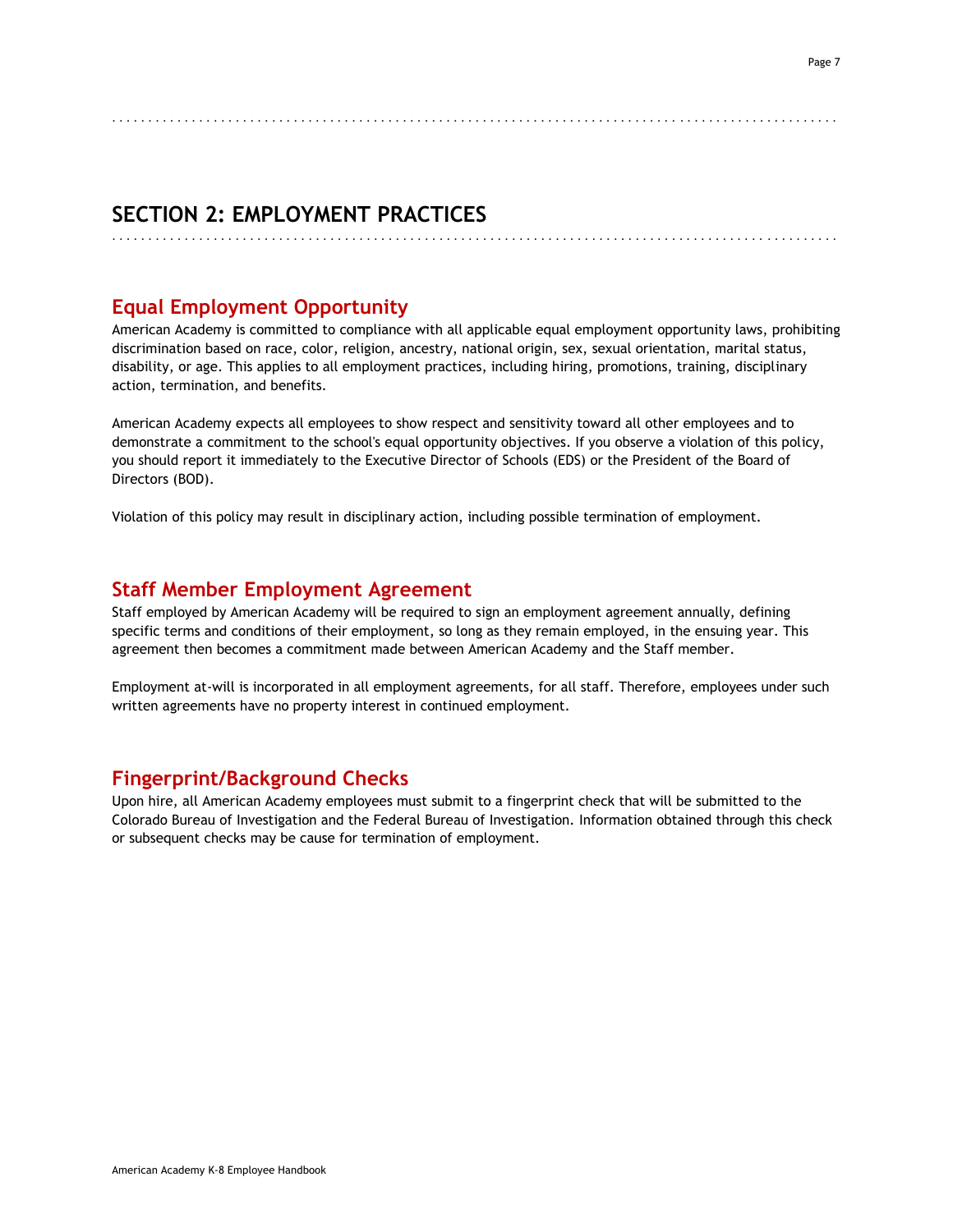# SECTION 2: EMPLOYMENT PRACTICES

## Equal Employment Opportunity

American Academy is committed to compliance with all applicable equal employment opportunity laws, prohibiting discrimination based on race, color, religion, ancestry, national origin, sex, sexual orientation, marital status, disability, or age. This applies to all employment practices, including hiring, promotions, training, disciplinary action, termination, and benefits.

American Academy expects all employees to show respect and sensitivity toward all other employees and to demonstrate a commitment to the school's equal opportunity objectives. If you observe a violation of this policy, you should report it immediately to the Executive Director of Schools (EDS) or the President of the Board of Directors (BOD).

Violation of this policy may result in disciplinary action, including possible termination of employment.

## Staff Member Employment Agreement

Staff employed by American Academy will be required to sign an employment agreement annually, defining specific terms and conditions of their employment, so long as they remain employed, in the ensuing year. This agreement then becomes a commitment made between American Academy and the Staff member.

Employment at-will is incorporated in all employment agreements, for all staff. Therefore, employees under such written agreements have no property interest in continued employment.

## Fingerprint/Background Checks

Upon hire, all American Academy employees must submit to a fingerprint check that will be submitted to the Colorado Bureau of Investigation and the Federal Bureau of Investigation. Information obtained through this check or subsequent checks may be cause for termination of employment.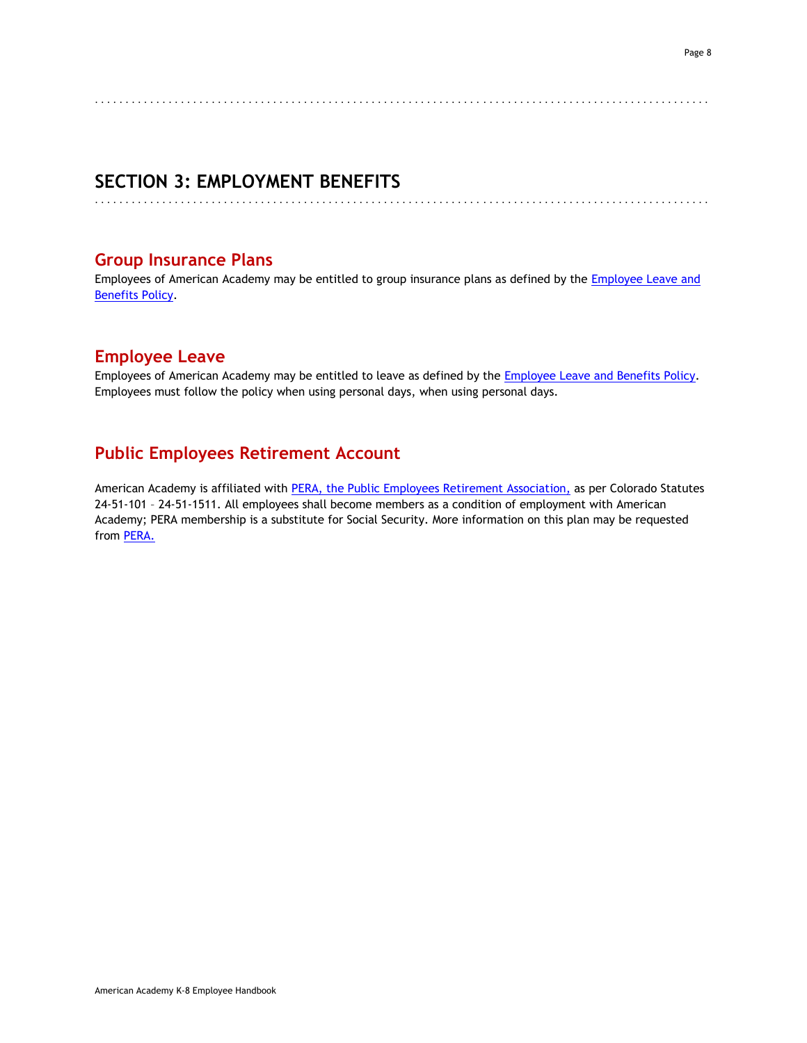# SECTION 3: EMPLOYMENT BENEFITS

## Group Insurance Plans

Employees of American Academy may be entitled to group insurance plans as defined by the Employee Leave and Benefits Policy.

## Employee Leave

Employees of American Academy may be entitled to leave as defined by the Employee Leave and Benefits Policy. Employees must follow the policy when using personal days, when using personal days.

## Public Employees Retirement Account

American Academy is affiliated with PERA, the Public Employees Retirement Association, as per Colorado Statutes 24-51-101 – 24-51-1511. All employees shall become members as a condition of employment with American Academy; PERA membership is a substitute for Social Security. More information on this plan may be requested from PERA.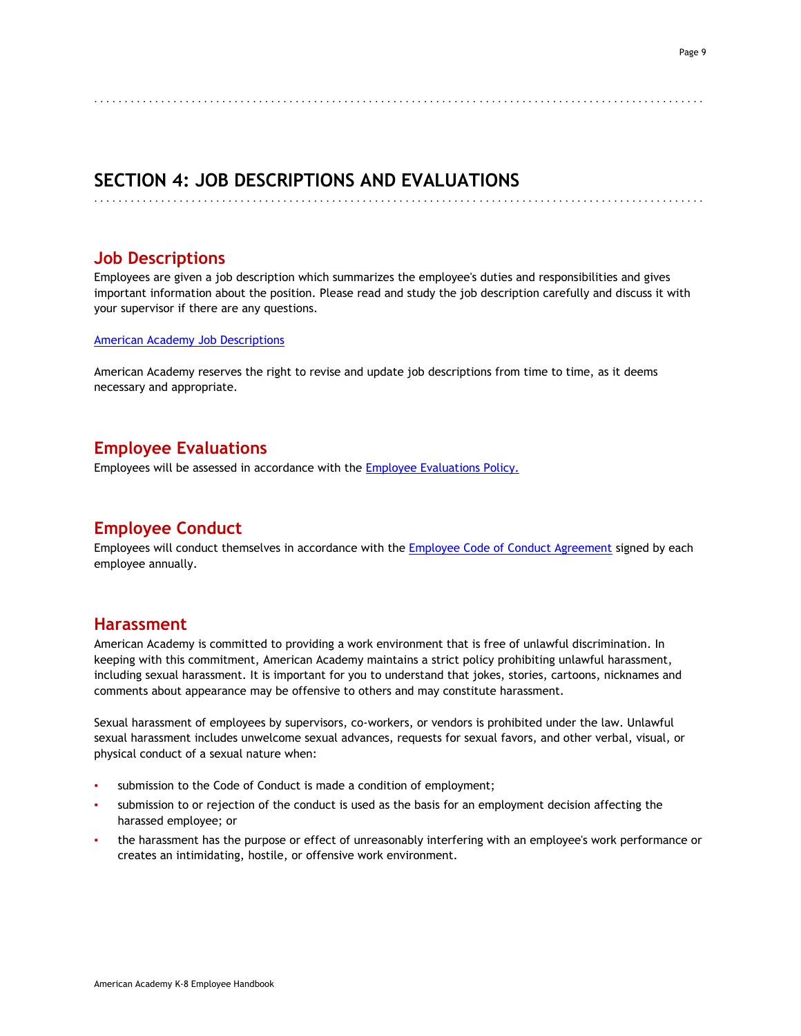# SECTION 4: JOB DESCRIPTIONS AND EVALUATIONS

## Job Descriptions

Employees are given a job description which summarizes the employee's duties and responsibilities and gives important information about the position. Please read and study the job description carefully and discuss it with your supervisor if there are any questions.

[American Academy Job Descriptions]

American Academy reserves the right to revise and update job descriptions from time to time, as it deems necessary and appropriate.

## Employee Evaluations

Employees will be assessed in accordance with the Employee Evaluations Policy.

## Employee Conduct

Employees will conduct themselves in accordance with the Employee Code of Conduct Agreement signed by each employee annually.

## Harassment

American Academy is committed to providing a work environment that is free of unlawful discrimination. In keeping with this commitment, American Academy maintains a strict policy prohibiting unlawful harassment, including sexual harassment. It is important for you to understand that jokes, stories, cartoons, nicknames and comments about appearance may be offensive to others and may constitute harassment.

Sexual harassment of employees by supervisors, co-workers, or vendors is prohibited under the law. Unlawful sexual harassment includes unwelcome sexual advances, requests for sexual favors, and other verbal, visual, or physical conduct of a sexual nature when:

- submission to the Code of Conduct is made a condition of employment;
- submission to or rejection of the conduct is used as the basis for an employment decision affecting the harassed employee; or
- the harassment has the purpose or effect of unreasonably interfering with an employee's work performance or creates an intimidating, hostile, or offensive work environment.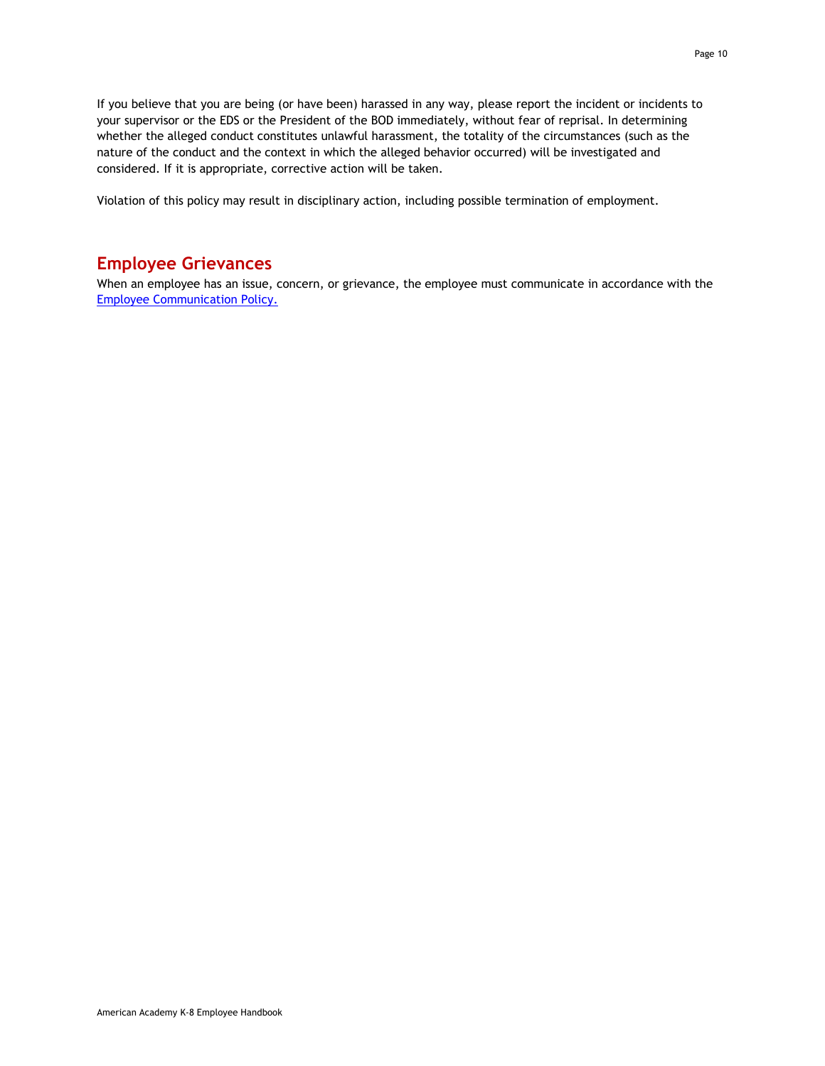If you believe that you are being (or have been) harassed in any way, please report the incident or incidents to your supervisor or the EDS or the President of the BOD immediately, without fear of reprisal. In determining whether the alleged conduct constitutes unlawful harassment, the totality of the circumstances (such as the nature of the conduct and the context in which the alleged behavior occurred) will be investigated and considered. If it is appropriate, corrective action will be taken.

Violation of this policy may result in disciplinary action, including possible termination of employment.

## Employee Grievances

When an employee has an issue, concern, or grievance, the employee must communicate in accordance with the Employee Communication Policy.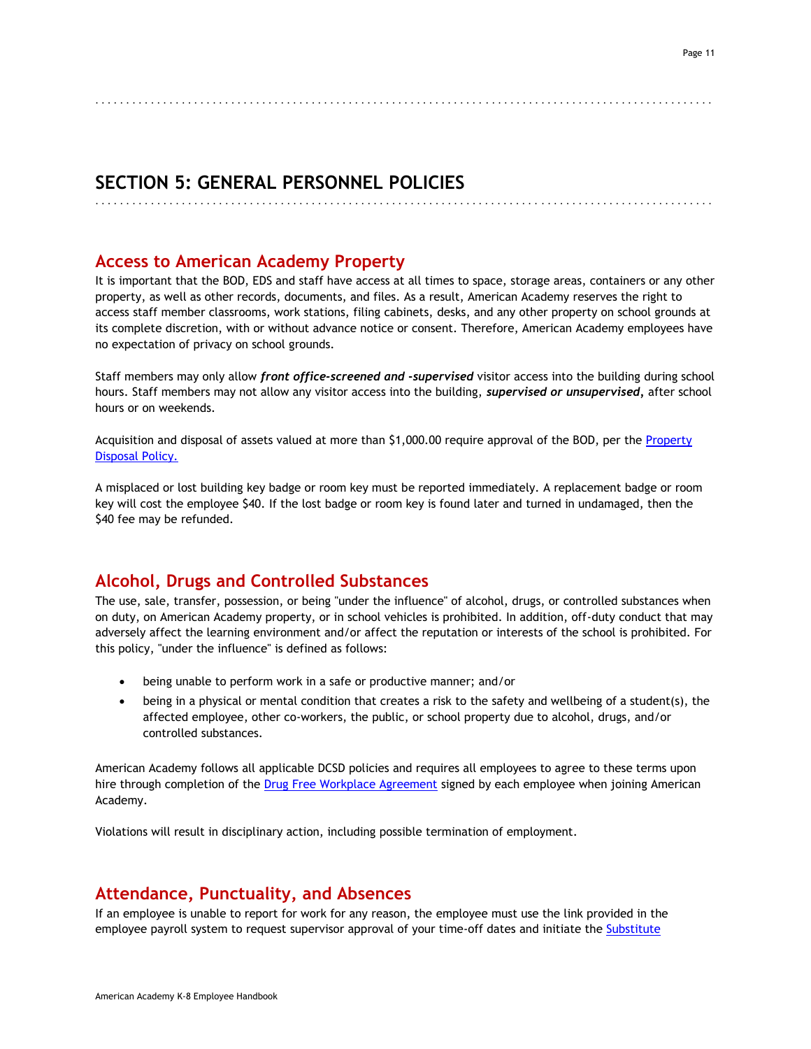# SECTION 5: GENERAL PERSONNEL POLICIES

## Access to American Academy Property

It is important that the BOD, EDS and staff have access at all times to space, storage areas, containers or any other property, as well as other records, documents, and files. As a result, American Academy reserves the right to access staff member classrooms, work stations, filing cabinets, desks, and any other property on school grounds at its complete discretion, with or without advance notice or consent. Therefore, American Academy employees have no expectation of privacy on school grounds.

Staff members may only allow ***front office-screened and -supervised*** visitor access into the building during school hours. Staff members may not allow any visitor access into the building, ***supervised or unsupervised***, after school hours or on weekends.

Acquisition and disposal of assets valued at more than $1,000.00 require approval of the BOD, per the Property Disposal Policy.

A misplaced or lost building key badge or room key must be reported immediately. A replacement badge or room key will cost the employee $40. If the lost badge or room key is found later and turned in undamaged, then the $40 fee may be refunded.

## Alcohol, Drugs and Controlled Substances

The use, sale, transfer, possession, or being "under the influence" of alcohol, drugs, or controlled substances when on duty, on American Academy property, or in school vehicles is prohibited. In addition, off-duty conduct that may adversely affect the learning environment and/or affect the reputation or interests of the school is prohibited. For this policy, "under the influence" is defined as follows:

- being unable to perform work in a safe or productive manner; and/or
- being in a physical or mental condition that creates a risk to the safety and wellbeing of a student(s), the affected employee, other co-workers, the public, or school property due to alcohol, drugs, and/or controlled substances.

American Academy follows all applicable DCSD policies and requires all employees to agree to these terms upon hire through completion of the Drug Free Workplace Agreement signed by each employee when joining American Academy.

Violations will result in disciplinary action, including possible termination of employment.

## Attendance, Punctuality, and Absences

If an employee is unable to report for work for any reason, the employee must use the link provided in the employee payroll system to request supervisor approval of your time-off dates and initiate the Substitute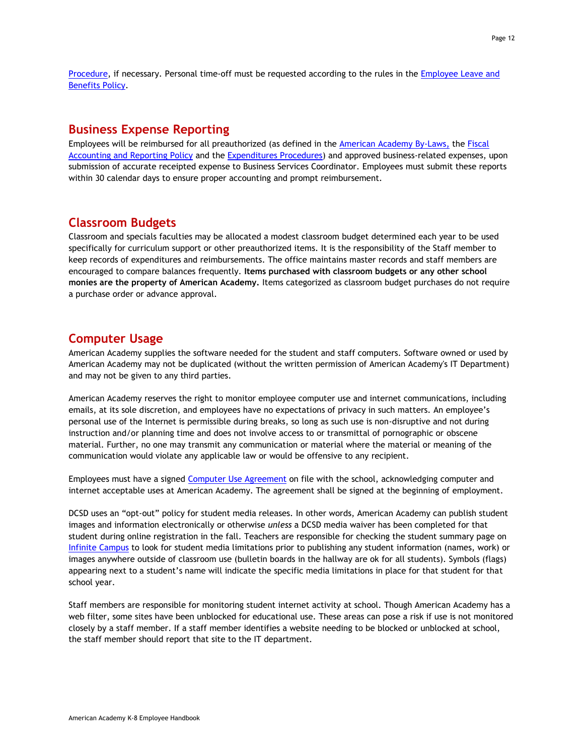Procedure, if necessary. Personal time-off must be requested according to the rules in the Employee Leave and Benefits Policy.

## Business Expense Reporting

Employees will be reimbursed for all preauthorized (as defined in the American Academy By-Laws, the Fiscal Accounting and Reporting Policy and the Expenditures Procedures) and approved business-related expenses, upon submission of accurate receipted expense to Business Services Coordinator. Employees must submit these reports within 30 calendar days to ensure proper accounting and prompt reimbursement.

## Classroom Budgets

Classroom and specials faculties may be allocated a modest classroom budget determined each year to be used specifically for curriculum support or other preauthorized items. It is the responsibility of the Staff member to keep records of expenditures and reimbursements. The office maintains master records and staff members are encouraged to compare balances frequently. **Items purchased with classroom budgets or any other school monies are the property of American Academy.** Items categorized as classroom budget purchases do not require a purchase order or advance approval.

## Computer Usage

American Academy supplies the software needed for the student and staff computers. Software owned or used by American Academy may not be duplicated (without the written permission of American Academy's IT Department) and may not be given to any third parties.

American Academy reserves the right to monitor employee computer use and internet communications, including emails, at its sole discretion, and employees have no expectations of privacy in such matters. An employee's personal use of the Internet is permissible during breaks, so long as such use is non-disruptive and not during instruction and/or planning time and does not involve access to or transmittal of pornographic or obscene material. Further, no one may transmit any communication or material where the material or meaning of the communication would violate any applicable law or would be offensive to any recipient.

Employees must have a signed Computer Use Agreement on file with the school, acknowledging computer and internet acceptable uses at American Academy. The agreement shall be signed at the beginning of employment.

DCSD uses an "opt-out" policy for student media releases. In other words, American Academy can publish student images and information electronically or otherwise *unless* a DCSD media waiver has been completed for that student during online registration in the fall. Teachers are responsible for checking the student summary page on Infinite Campus to look for student media limitations prior to publishing any student information (names, work) or images anywhere outside of classroom use (bulletin boards in the hallway are ok for all students). Symbols (flags) appearing next to a student's name will indicate the specific media limitations in place for that student for that school year.

Staff members are responsible for monitoring student internet activity at school. Though American Academy has a web filter, some sites have been unblocked for educational use. These areas can pose a risk if use is not monitored closely by a staff member. If a staff member identifies a website needing to be blocked or unblocked at school, the staff member should report that site to the IT department.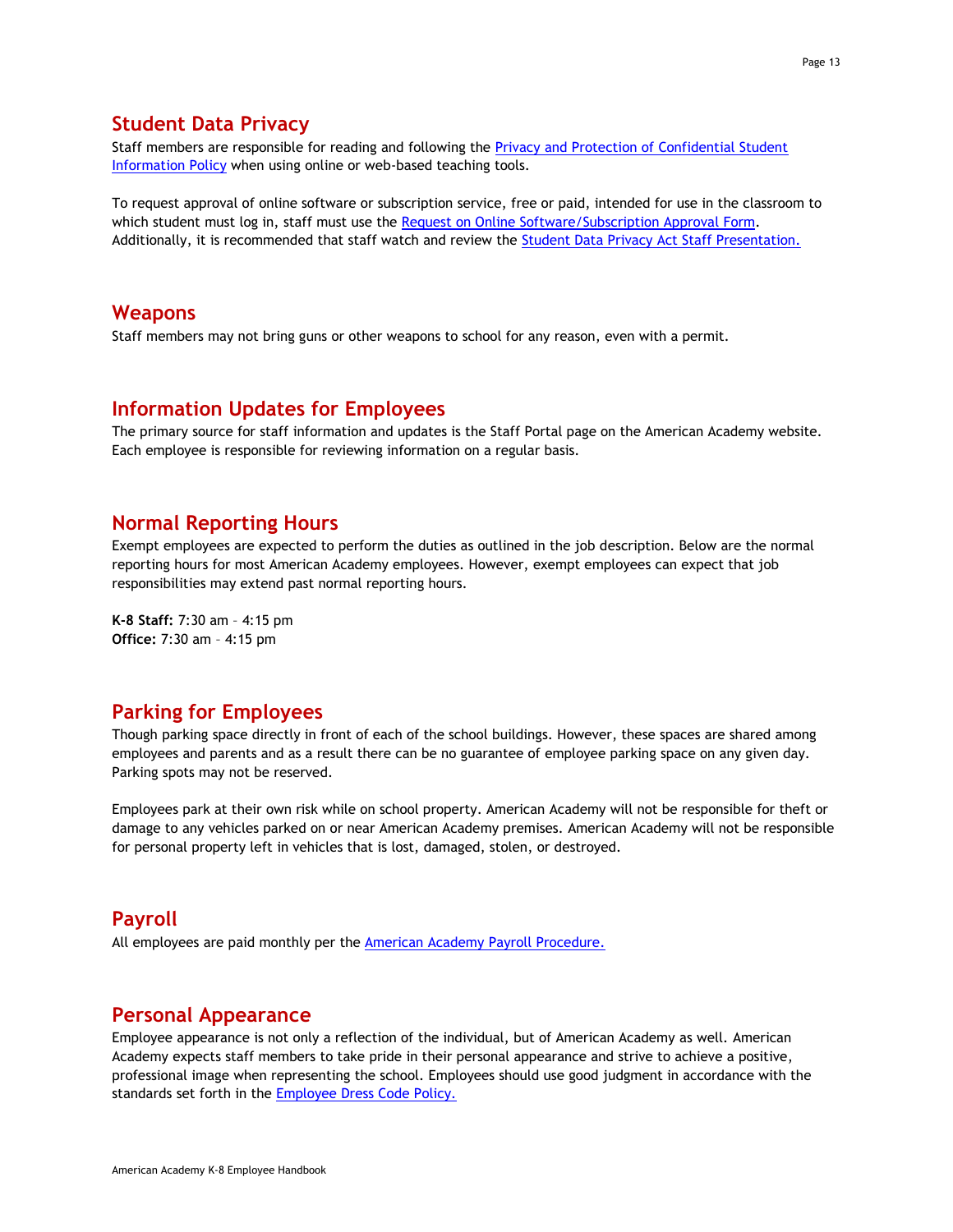## Student Data Privacy

Staff members are responsible for reading and following the Privacy and Protection of Confidential Student Information Policy when using online or web-based teaching tools.

To request approval of online software or subscription service, free or paid, intended for use in the classroom to which student must log in, staff must use the Request on Online Software/Subscription Approval Form. Additionally, it is recommended that staff watch and review the Student Data Privacy Act Staff Presentation.

## Weapons

Staff members may not bring guns or other weapons to school for any reason, even with a permit.

## Information Updates for Employees

The primary source for staff information and updates is the Staff Portal page on the American Academy website. Each employee is responsible for reviewing information on a regular basis.

## Normal Reporting Hours

Exempt employees are expected to perform the duties as outlined in the job description. Below are the normal reporting hours for most American Academy employees. However, exempt employees can expect that job responsibilities may extend past normal reporting hours.

**K-8 Staff:** 7:30 am – 4:15 pm
**Office:** 7:30 am – 4:15 pm

## Parking for Employees

Though parking space directly in front of each of the school buildings. However, these spaces are shared among employees and parents and as a result there can be no guarantee of employee parking space on any given day. Parking spots may not be reserved.

Employees park at their own risk while on school property. American Academy will not be responsible for theft or damage to any vehicles parked on or near American Academy premises. American Academy will not be responsible for personal property left in vehicles that is lost, damaged, stolen, or destroyed.

## Payroll

All employees are paid monthly per the American Academy Payroll Procedure.

## Personal Appearance

Employee appearance is not only a reflection of the individual, but of American Academy as well. American Academy expects staff members to take pride in their personal appearance and strive to achieve a positive, professional image when representing the school. Employees should use good judgment in accordance with the standards set forth in the Employee Dress Code Policy.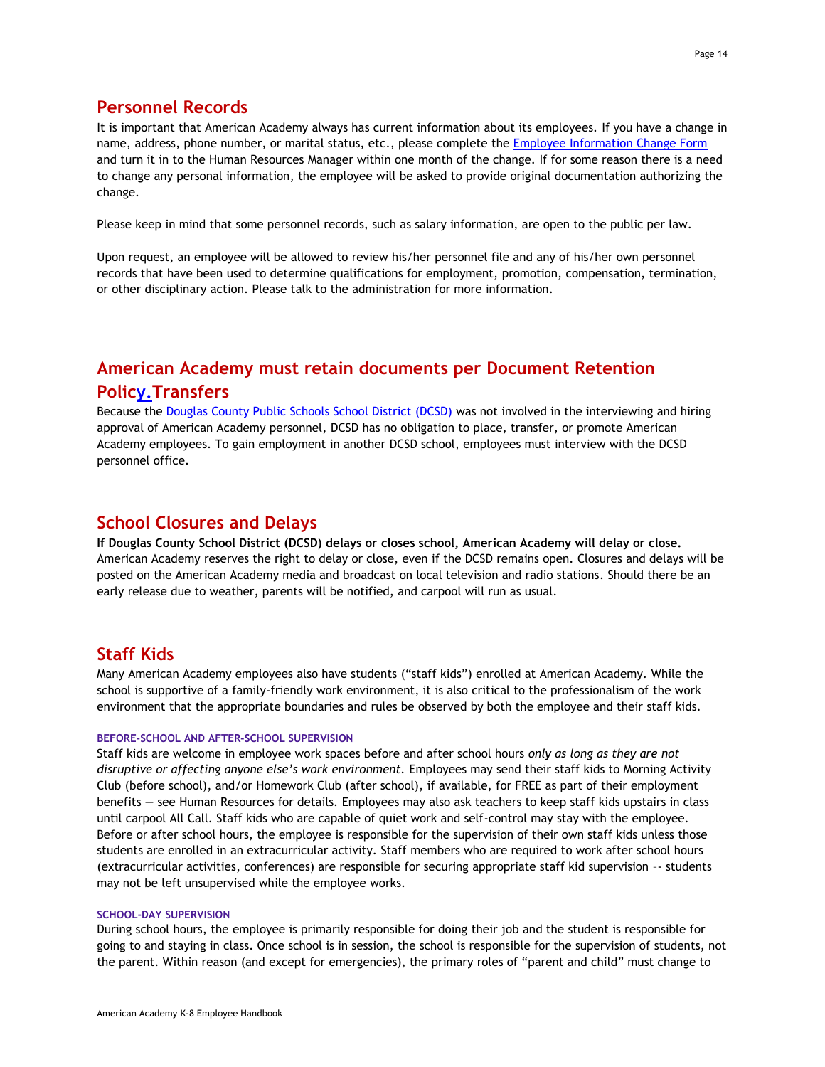## Personnel Records

It is important that American Academy always has current information about its employees. If you have a change in name, address, phone number, or marital status, etc., please complete the Employee Information Change Form and turn it in to the Human Resources Manager within one month of the change. If for some reason there is a need to change any personal information, the employee will be asked to provide original documentation authorizing the change.

Please keep in mind that some personnel records, such as salary information, are open to the public per law.

Upon request, an employee will be allowed to review his/her personnel file and any of his/her own personnel records that have been used to determine qualifications for employment, promotion, compensation, termination, or other disciplinary action. Please talk to the administration for more information.

## American Academy must retain documents per Document Retention Policy.Transfers

Because the Douglas County Public Schools School District (DCSD) was not involved in the interviewing and hiring approval of American Academy personnel, DCSD has no obligation to place, transfer, or promote American Academy employees. To gain employment in another DCSD school, employees must interview with the DCSD personnel office.

## School Closures and Delays

**If Douglas County School District (DCSD) delays or closes school, American Academy will delay or close.** American Academy reserves the right to delay or close, even if the DCSD remains open. Closures and delays will be posted on the American Academy media and broadcast on local television and radio stations. Should there be an early release due to weather, parents will be notified, and carpool will run as usual.

## Staff Kids

Many American Academy employees also have students ("staff kids") enrolled at American Academy. While the school is supportive of a family-friendly work environment, it is also critical to the professionalism of the work environment that the appropriate boundaries and rules be observed by both the employee and their staff kids.

#### BEFORE-SCHOOL AND AFTER-SCHOOL SUPERVISION

Staff kids are welcome in employee work spaces before and after school hours *only as long as they are not disruptive or affecting anyone else's work environment.* Employees may send their staff kids to Morning Activity Club (before school), and/or Homework Club (after school), if available, for FREE as part of their employment benefits — see Human Resources for details. Employees may also ask teachers to keep staff kids upstairs in class until carpool All Call. Staff kids who are capable of quiet work and self-control may stay with the employee. Before or after school hours, the employee is responsible for the supervision of their own staff kids unless those students are enrolled in an extracurricular activity. Staff members who are required to work after school hours (extracurricular activities, conferences) are responsible for securing appropriate staff kid supervision -- students may not be left unsupervised while the employee works.

#### SCHOOL-DAY SUPERVISION

During school hours, the employee is primarily responsible for doing their job and the student is responsible for going to and staying in class. Once school is in session, the school is responsible for the supervision of students, not the parent. Within reason (and except for emergencies), the primary roles of "parent and child" must change to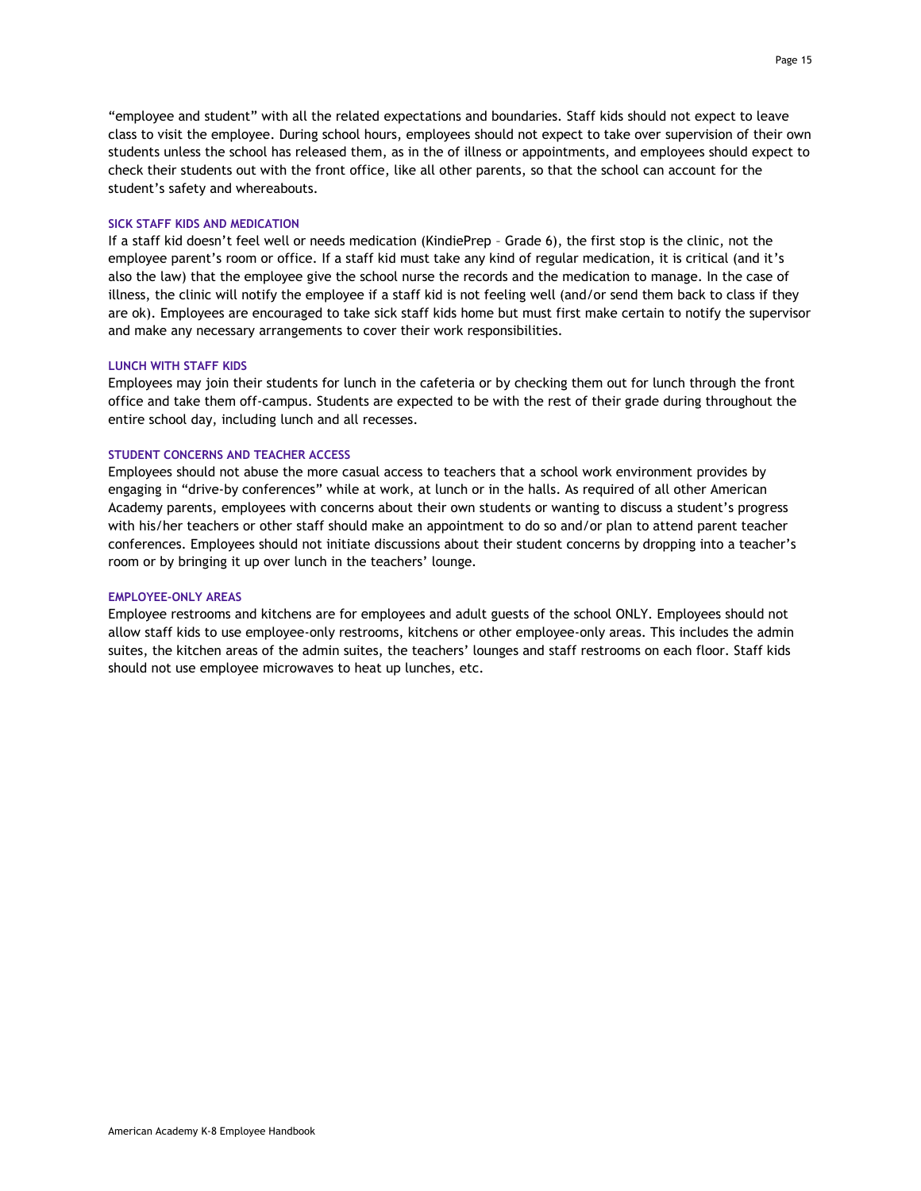"employee and student" with all the related expectations and boundaries. Staff kids should not expect to leave class to visit the employee. During school hours, employees should not expect to take over supervision of their own students unless the school has released them, as in the of illness or appointments, and employees should expect to check their students out with the front office, like all other parents, so that the school can account for the student's safety and whereabouts.

### SICK STAFF KIDS AND MEDICATION

If a staff kid doesn't feel well or needs medication (KindiePrep – Grade 6), the first stop is the clinic, not the employee parent's room or office. If a staff kid must take any kind of regular medication, it is critical (and it's also the law) that the employee give the school nurse the records and the medication to manage. In the case of illness, the clinic will notify the employee if a staff kid is not feeling well (and/or send them back to class if they are ok). Employees are encouraged to take sick staff kids home but must first make certain to notify the supervisor and make any necessary arrangements to cover their work responsibilities.

### LUNCH WITH STAFF KIDS

Employees may join their students for lunch in the cafeteria or by checking them out for lunch through the front office and take them off-campus. Students are expected to be with the rest of their grade during throughout the entire school day, including lunch and all recesses.

### STUDENT CONCERNS AND TEACHER ACCESS

Employees should not abuse the more casual access to teachers that a school work environment provides by engaging in "drive-by conferences" while at work, at lunch or in the halls. As required of all other American Academy parents, employees with concerns about their own students or wanting to discuss a student's progress with his/her teachers or other staff should make an appointment to do so and/or plan to attend parent teacher conferences. Employees should not initiate discussions about their student concerns by dropping into a teacher's room or by bringing it up over lunch in the teachers' lounge.

### EMPLOYEE-ONLY AREAS

Employee restrooms and kitchens are for employees and adult guests of the school ONLY. Employees should not allow staff kids to use employee-only restrooms, kitchens or other employee-only areas. This includes the admin suites, the kitchen areas of the admin suites, the teachers' lounges and staff restrooms on each floor. Staff kids should not use employee microwaves to heat up lunches, etc.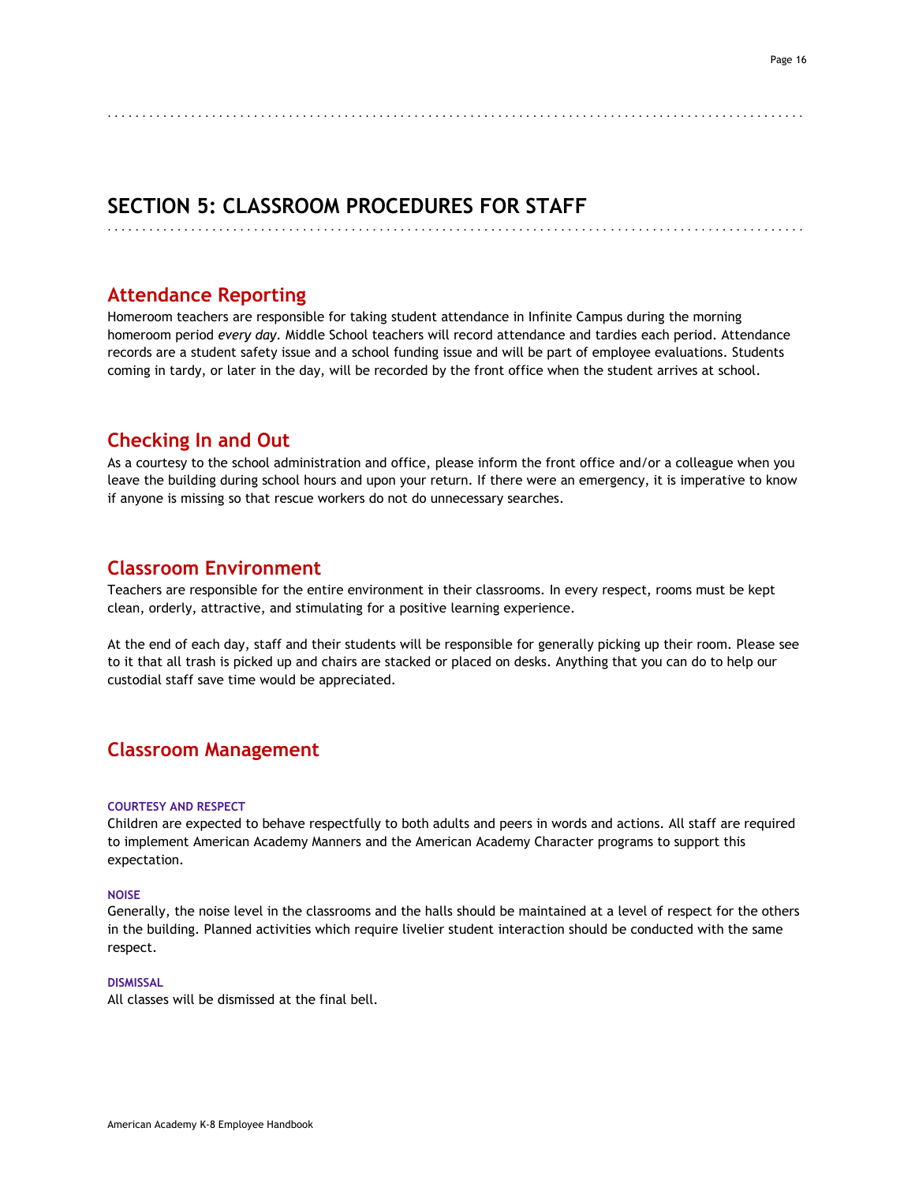# SECTION 5: CLASSROOM PROCEDURES FOR STAFF

## Attendance Reporting

Homeroom teachers are responsible for taking student attendance in Infinite Campus during the morning homeroom period *every day*. Middle School teachers will record attendance and tardies each period. Attendance records are a student safety issue and a school funding issue and will be part of employee evaluations. Students coming in tardy, or later in the day, will be recorded by the front office when the student arrives at school.

## Checking In and Out

As a courtesy to the school administration and office, please inform the front office and/or a colleague when you leave the building during school hours and upon your return. If there were an emergency, it is imperative to know if anyone is missing so that rescue workers do not do unnecessary searches.

## Classroom Environment

Teachers are responsible for the entire environment in their classrooms. In every respect, rooms must be kept clean, orderly, attractive, and stimulating for a positive learning experience.

At the end of each day, staff and their students will be responsible for generally picking up their room. Please see to it that all trash is picked up and chairs are stacked or placed on desks. Anything that you can do to help our custodial staff save time would be appreciated.

## Classroom Management

#### COURTESY AND RESPECT

Children are expected to behave respectfully to both adults and peers in words and actions. All staff are required to implement American Academy Manners and the American Academy Character programs to support this expectation.

#### NOISE

Generally, the noise level in the classrooms and the halls should be maintained at a level of respect for the others in the building. Planned activities which require livelier student interaction should be conducted with the same respect.

#### DISMISSAL

All classes will be dismissed at the final bell.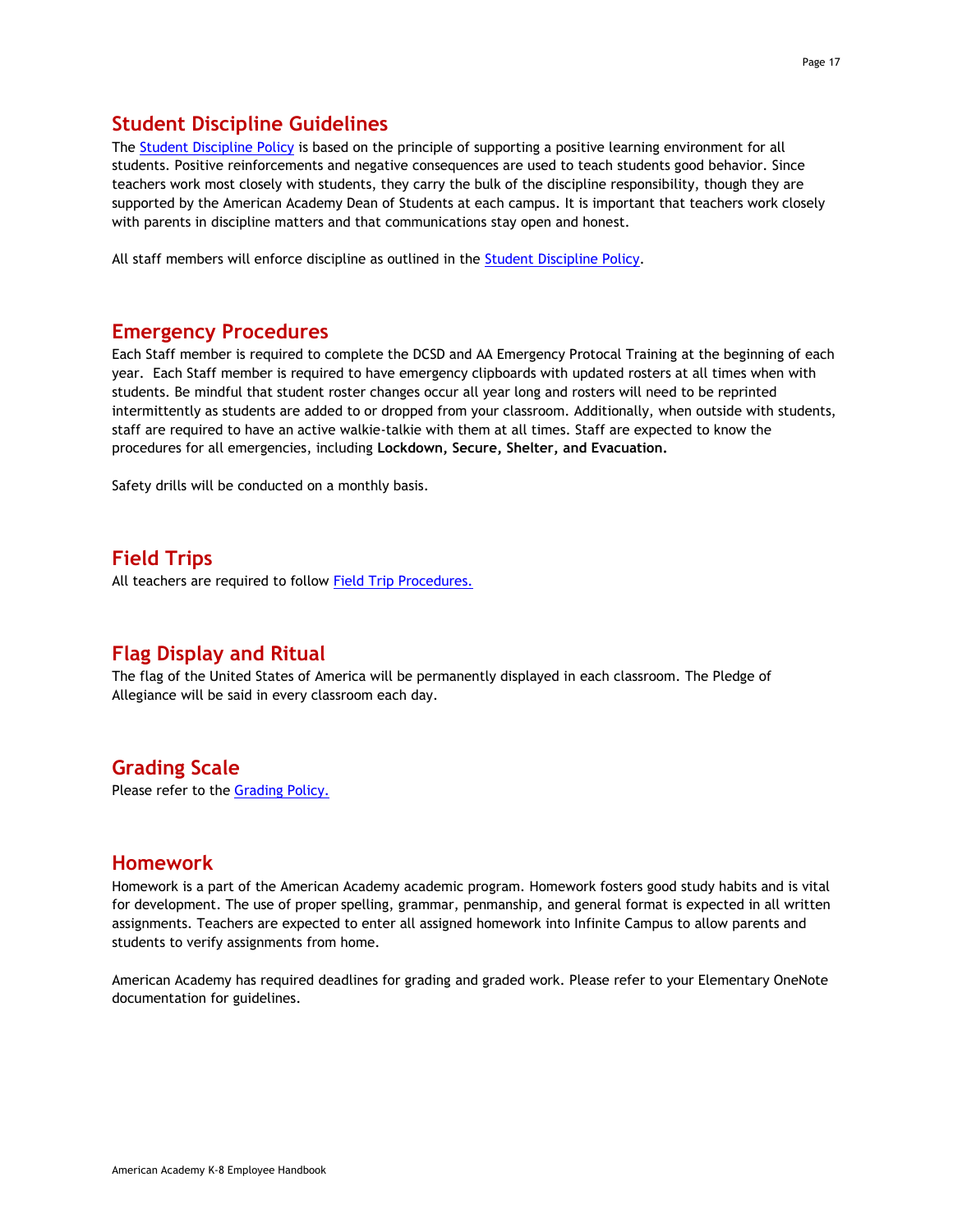## Student Discipline Guidelines

The Student Discipline Policy is based on the principle of supporting a positive learning environment for all students. Positive reinforcements and negative consequences are used to teach students good behavior. Since teachers work most closely with students, they carry the bulk of the discipline responsibility, though they are supported by the American Academy Dean of Students at each campus. It is important that teachers work closely with parents in discipline matters and that communications stay open and honest.

All staff members will enforce discipline as outlined in the Student Discipline Policy.

## Emergency Procedures

Each Staff member is required to complete the DCSD and AA Emergency Protocal Training at the beginning of each year. Each Staff member is required to have emergency clipboards with updated rosters at all times when with students. Be mindful that student roster changes occur all year long and rosters will need to be reprinted intermittently as students are added to or dropped from your classroom. Additionally, when outside with students, staff are required to have an active walkie-talkie with them at all times. Staff are expected to know the procedures for all emergencies, including **Lockdown, Secure, Shelter, and Evacuation.**

Safety drills will be conducted on a monthly basis.

## Field Trips

All teachers are required to follow Field Trip Procedures.

## Flag Display and Ritual

The flag of the United States of America will be permanently displayed in each classroom. The Pledge of Allegiance will be said in every classroom each day.

## Grading Scale

Please refer to the Grading Policy.

## Homework

Homework is a part of the American Academy academic program. Homework fosters good study habits and is vital for development. The use of proper spelling, grammar, penmanship, and general format is expected in all written assignments. Teachers are expected to enter all assigned homework into Infinite Campus to allow parents and students to verify assignments from home.

American Academy has required deadlines for grading and graded work. Please refer to your Elementary OneNote documentation for guidelines.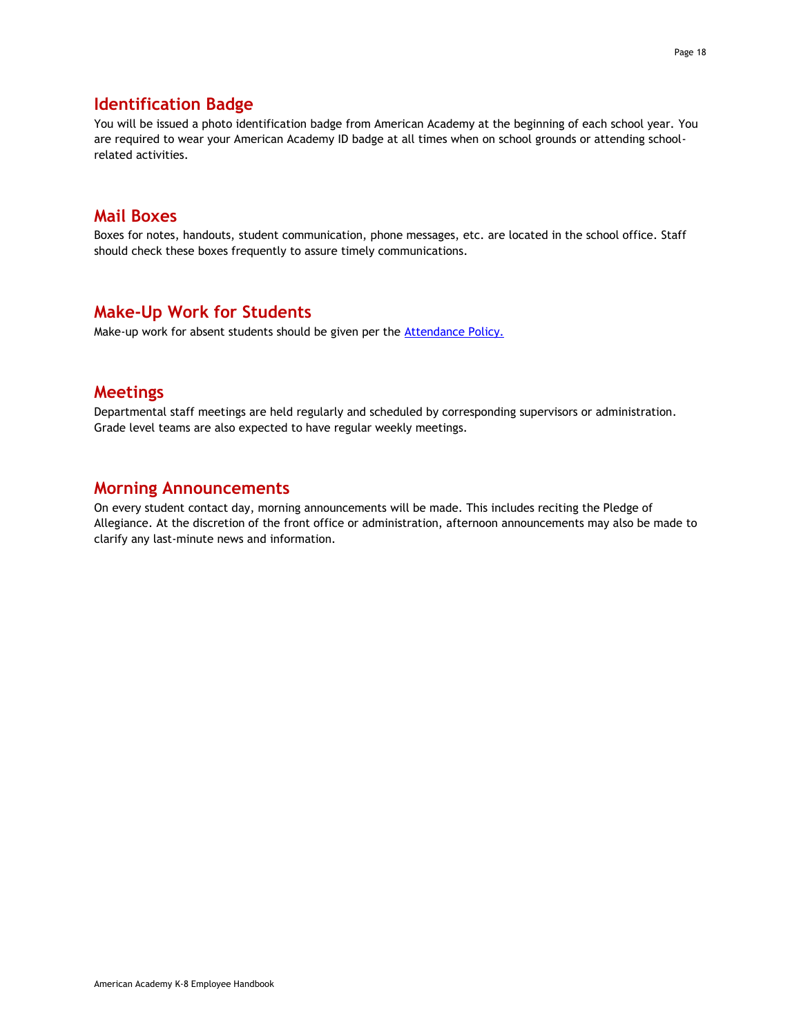## Identification Badge

You will be issued a photo identification badge from American Academy at the beginning of each school year. You are required to wear your American Academy ID badge at all times when on school grounds or attending school-related activities.

## Mail Boxes

Boxes for notes, handouts, student communication, phone messages, etc. are located in the school office. Staff should check these boxes frequently to assure timely communications.

## Make-Up Work for Students

Make-up work for absent students should be given per the Attendance Policy.

## Meetings

Departmental staff meetings are held regularly and scheduled by corresponding supervisors or administration. Grade level teams are also expected to have regular weekly meetings.

## Morning Announcements

On every student contact day, morning announcements will be made. This includes reciting the Pledge of Allegiance. At the discretion of the front office or administration, afternoon announcements may also be made to clarify any last-minute news and information.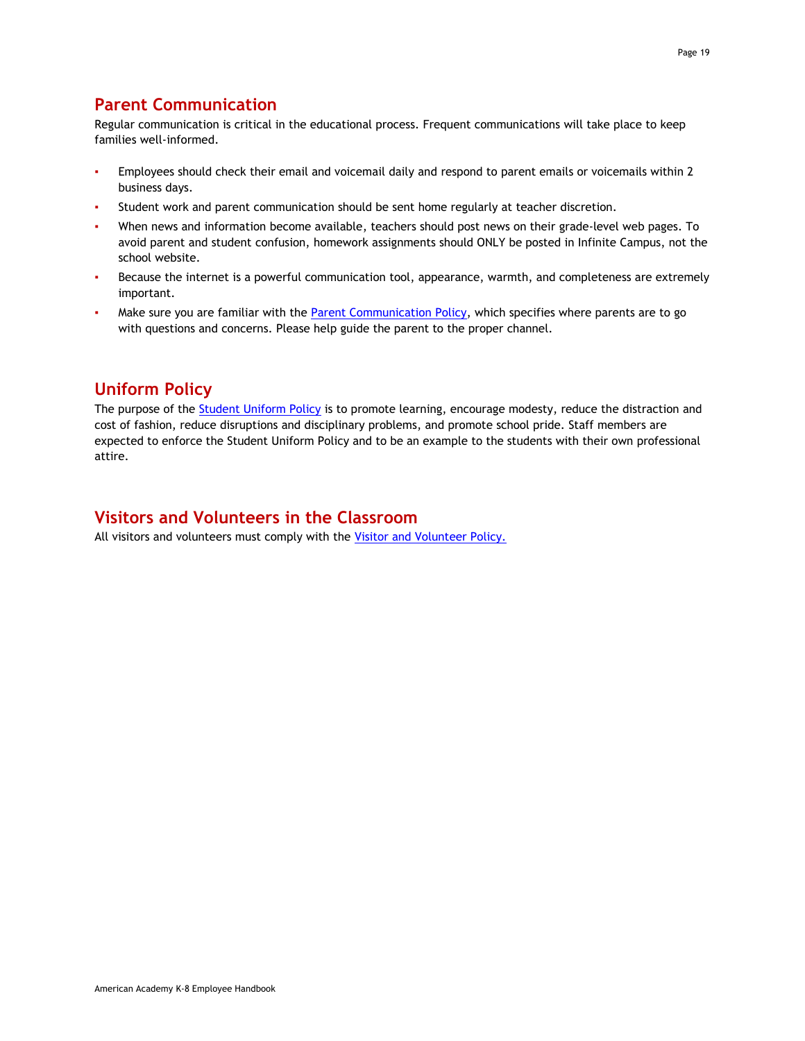## Parent Communication

Regular communication is critical in the educational process. Frequent communications will take place to keep families well-informed.

- Employees should check their email and voicemail daily and respond to parent emails or voicemails within 2 business days.
- Student work and parent communication should be sent home regularly at teacher discretion.
- When news and information become available, teachers should post news on their grade-level web pages. To avoid parent and student confusion, homework assignments should ONLY be posted in Infinite Campus, not the school website.
- Because the internet is a powerful communication tool, appearance, warmth, and completeness are extremely important.
- Make sure you are familiar with the Parent Communication Policy, which specifies where parents are to go with questions and concerns. Please help guide the parent to the proper channel.

## Uniform Policy

The purpose of the Student Uniform Policy is to promote learning, encourage modesty, reduce the distraction and cost of fashion, reduce disruptions and disciplinary problems, and promote school pride. Staff members are expected to enforce the Student Uniform Policy and to be an example to the students with their own professional attire.

## Visitors and Volunteers in the Classroom

All visitors and volunteers must comply with the Visitor and Volunteer Policy.